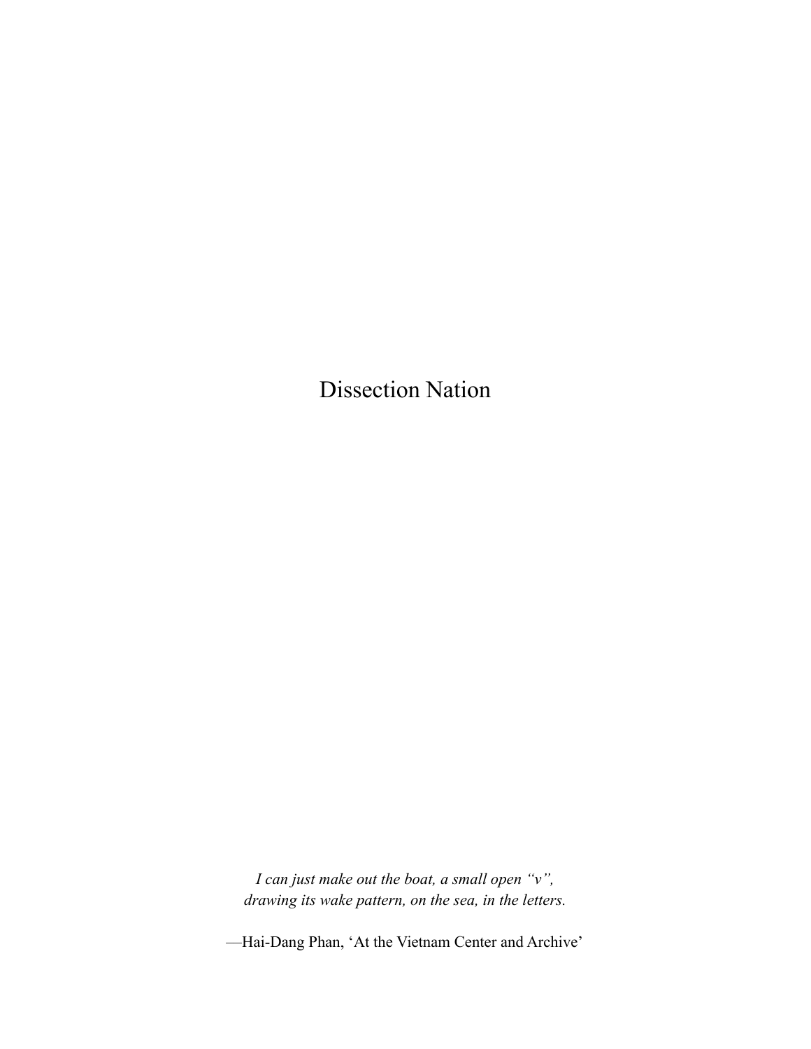# Dissection Nation

*I can just make out the boat, a small open “v”,*
*drawing its wake pattern, on the sea, in the letters.*

—Hai-Dang Phan, ‘At the Vietnam Center and Archive’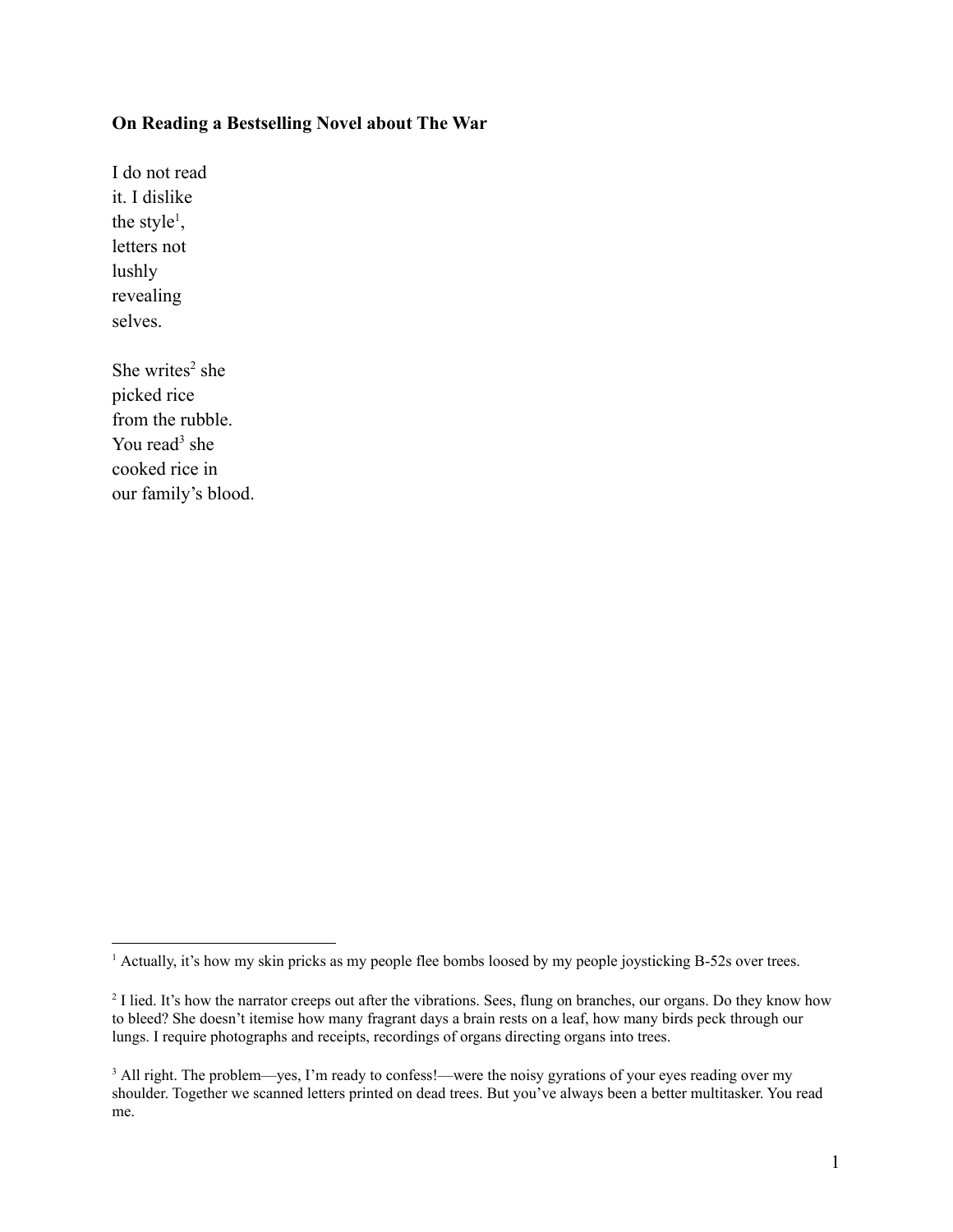**On Reading a Bestselling Novel about The War**

I do not read  
it. I dislike  
the style[1],  
letters not  
lushly  
revealing  
selves.

She writes[2] she  
picked rice  
from the rubble.  
You read[3] she  
cooked rice in  
our family's blood.

---

[1] Actually, it's how my skin pricks as my people flee bombs loosed by my people joysticking B-52s over trees.

[2] I lied. It's how the narrator creeps out after the vibrations. Sees, flung on branches, our organs. Do they know how to bleed? She doesn't itemise how many fragrant days a brain rests on a leaf, how many birds peck through our lungs. I require photographs and receipts, recordings of organs directing organs into trees.

[3] All right. The problem—yes, I'm ready to confess!—were the noisy gyrations of your eyes reading over my shoulder. Together we scanned letters printed on dead trees. But you've always been a better multitasker. You read me.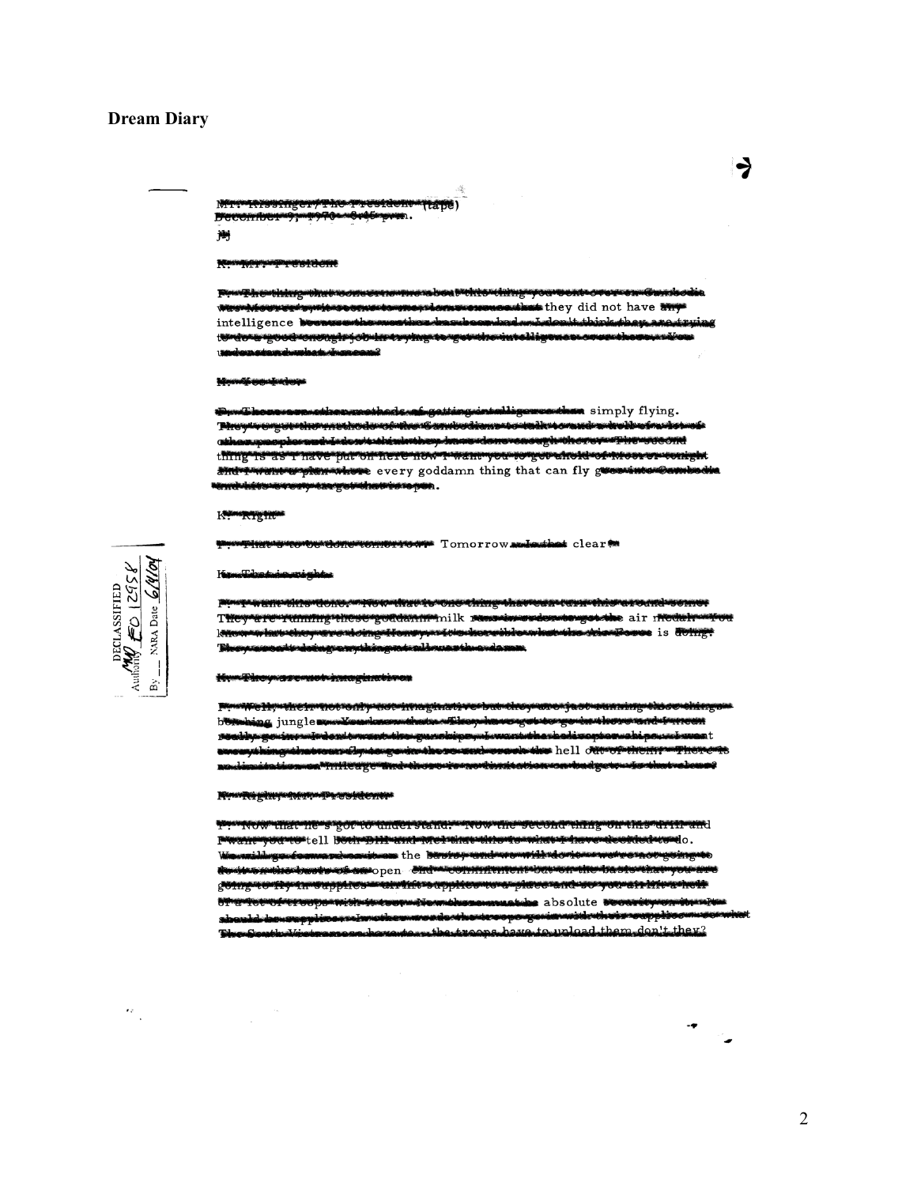# Dream Diary

they did not have

intelligence

simply flying.

every goddamn thing that can fly g

Tomorrow clear

milk air

is

jungle

hell

tell

the

open

absolute

DECLASSIFIED
Authority EO 12958
By __ NARA Date 6/4/04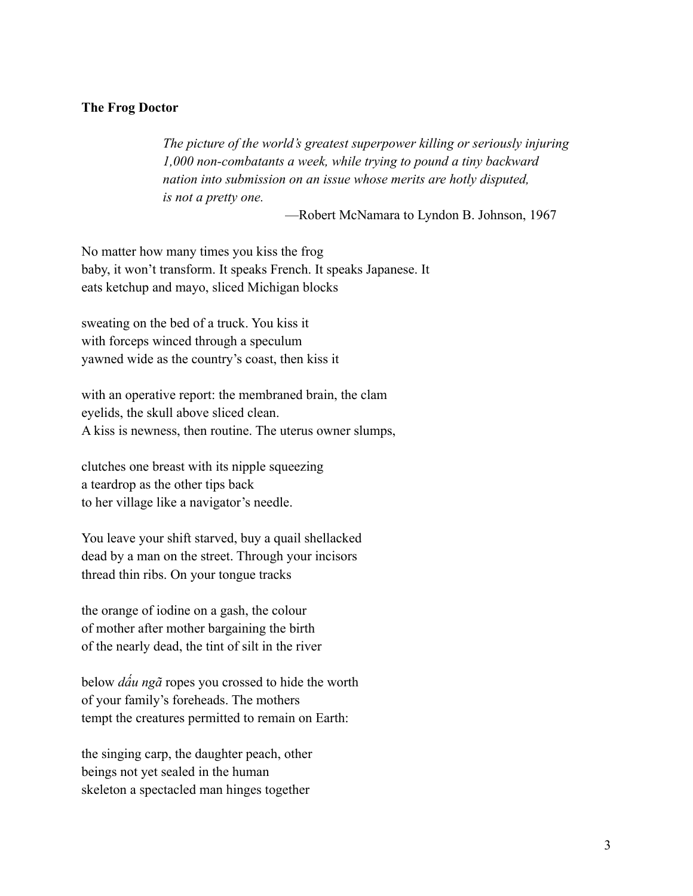**The Frog Doctor**

> *The picture of the world's greatest superpower killing or seriously injuring 1,000 non-combatants a week, while trying to pound a tiny backward nation into submission on an issue whose merits are hotly disputed, is not a pretty one.*
>
> —Robert McNamara to Lyndon B. Johnson, 1967

No matter how many times you kiss the frog  
baby, it won't transform. It speaks French. It speaks Japanese. It  
eats ketchup and mayo, sliced Michigan blocks

sweating on the bed of a truck. You kiss it  
with forceps winced through a speculum  
yawned wide as the country's coast, then kiss it

with an operative report: the membraned brain, the clam  
eyelids, the skull above sliced clean.  
A kiss is newness, then routine. The uterus owner slumps,

clutches one breast with its nipple squeezing  
a teardrop as the other tips back  
to her village like a navigator's needle.

You leave your shift starved, buy a quail shellacked  
dead by a man on the street. Through your incisors  
thread thin ribs. On your tongue tracks

the orange of iodine on a gash, the colour  
of mother after mother bargaining the birth  
of the nearly dead, the tint of silt in the river

below *dấu ngã* ropes you crossed to hide the worth  
of your family's foreheads. The mothers  
tempt the creatures permitted to remain on Earth:

the singing carp, the daughter peach, other  
beings not yet sealed in the human  
skeleton a spectacled man hinges together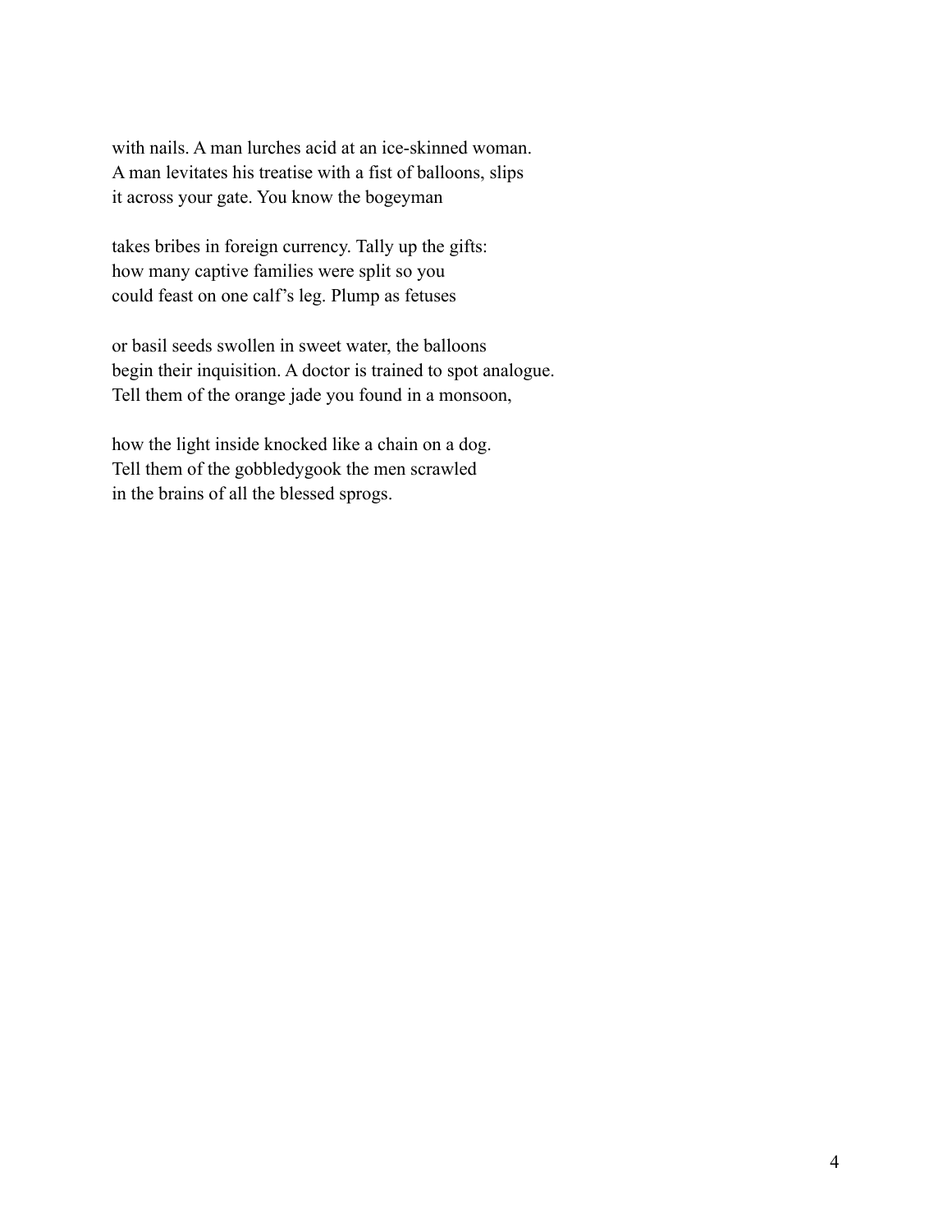with nails. A man lurches acid at an ice-skinned woman.
A man levitates his treatise with a fist of balloons, slips
it across your gate. You know the bogeyman

takes bribes in foreign currency. Tally up the gifts:
how many captive families were split so you
could feast on one calf's leg. Plump as fetuses

or basil seeds swollen in sweet water, the balloons
begin their inquisition. A doctor is trained to spot analogue.
Tell them of the orange jade you found in a monsoon,

how the light inside knocked like a chain on a dog.
Tell them of the gobbledygook the men scrawled
in the brains of all the blessed sprogs.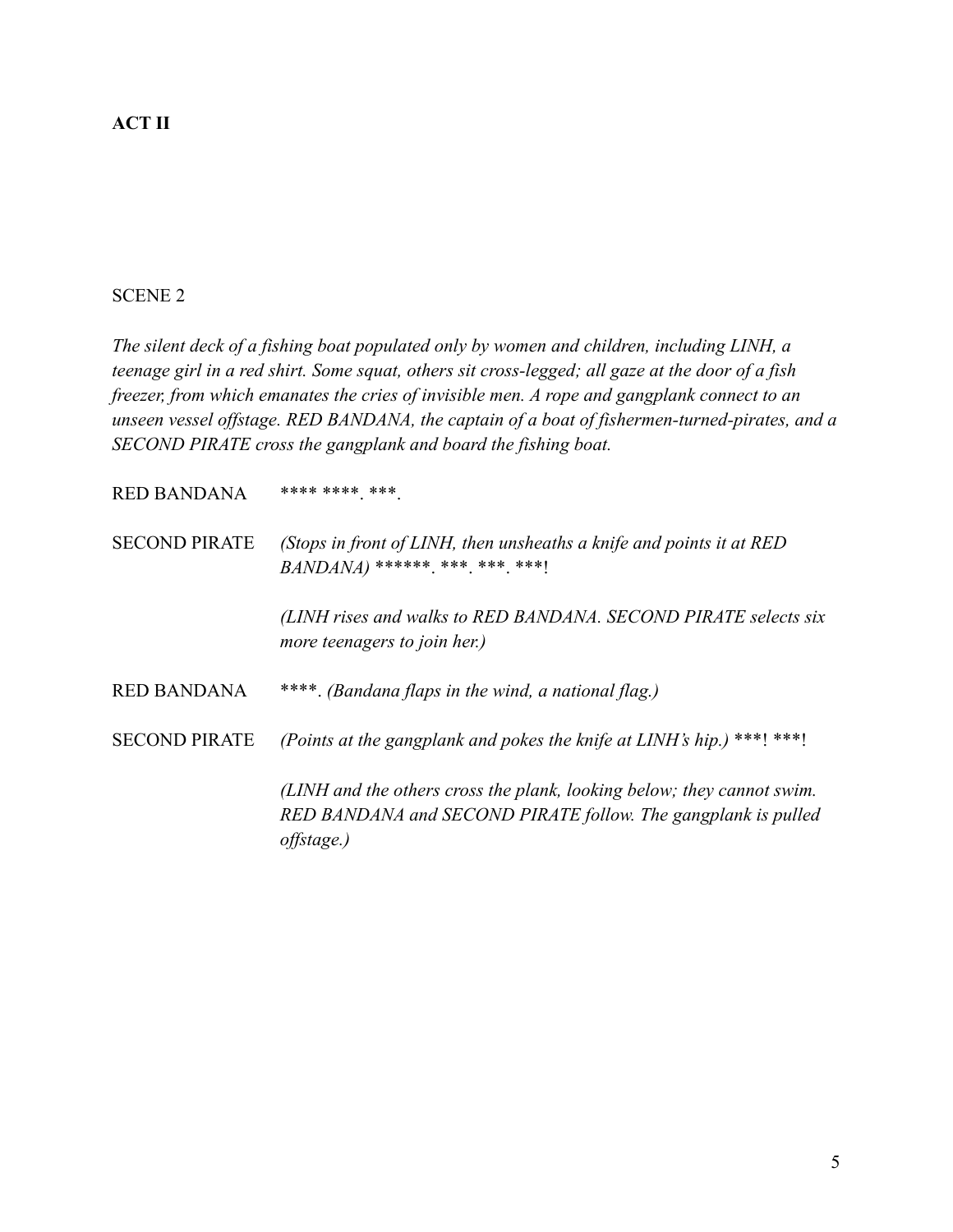**ACT II**

SCENE 2

*The silent deck of a fishing boat populated only by women and children, including LINH, a teenage girl in a red shirt. Some squat, others sit cross-legged; all gaze at the door of a fish freezer, from which emanates the cries of invisible men. A rope and gangplank connect to an unseen vessel offstage. RED BANDANA, the captain of a boat of fishermen-turned-pirates, and a SECOND PIRATE cross the gangplank and board the fishing boat.*

RED BANDANA **** ****. ***.

SECOND PIRATE *(Stops in front of LINH, then unsheaths a knife and points it at RED BANDANA)* ******. ***. ***. ***!

*(LINH rises and walks to RED BANDANA. SECOND PIRATE selects six more teenagers to join her.)*

RED BANDANA ****. *(Bandana flaps in the wind, a national flag.)*

SECOND PIRATE *(Points at the gangplank and pokes the knife at LINH's hip.)* ***! ***!

*(LINH and the others cross the plank, looking below; they cannot swim. RED BANDANA and SECOND PIRATE follow. The gangplank is pulled offstage.)*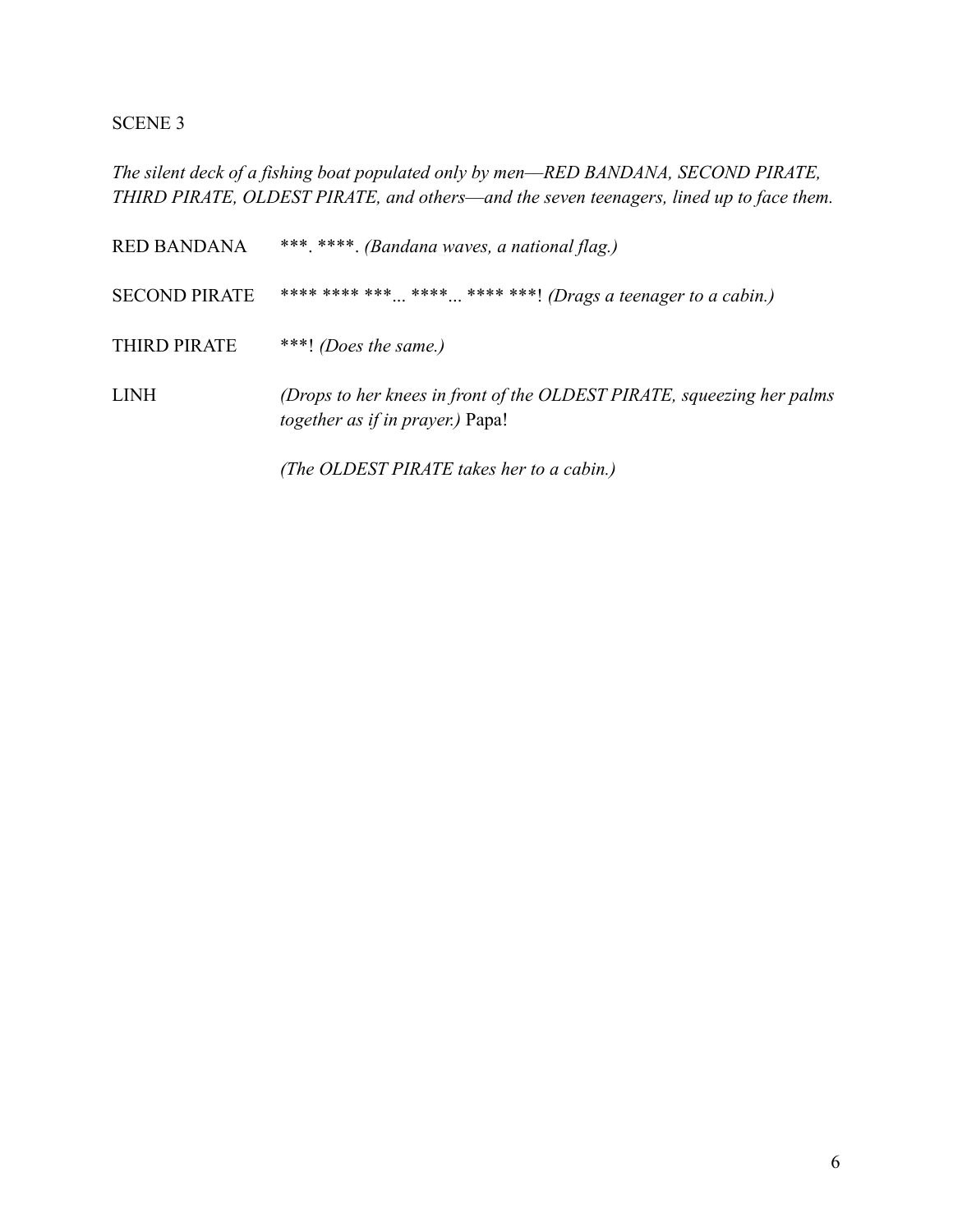SCENE 3

*The silent deck of a fishing boat populated only by men—RED BANDANA, SECOND PIRATE, THIRD PIRATE, OLDEST PIRATE, and others—and the seven teenagers, lined up to face them.*

RED BANDANA ***. ****. *(Bandana waves, a national flag.)*

SECOND PIRATE **** **** ***... ****... **** ***! *(Drags a teenager to a cabin.)*

THIRD PIRATE ***! *(Does the same.)*

LINH *(Drops to her knees in front of the OLDEST PIRATE, squeezing her palms together as if in prayer.)* Papa!

*(The OLDEST PIRATE takes her to a cabin.)*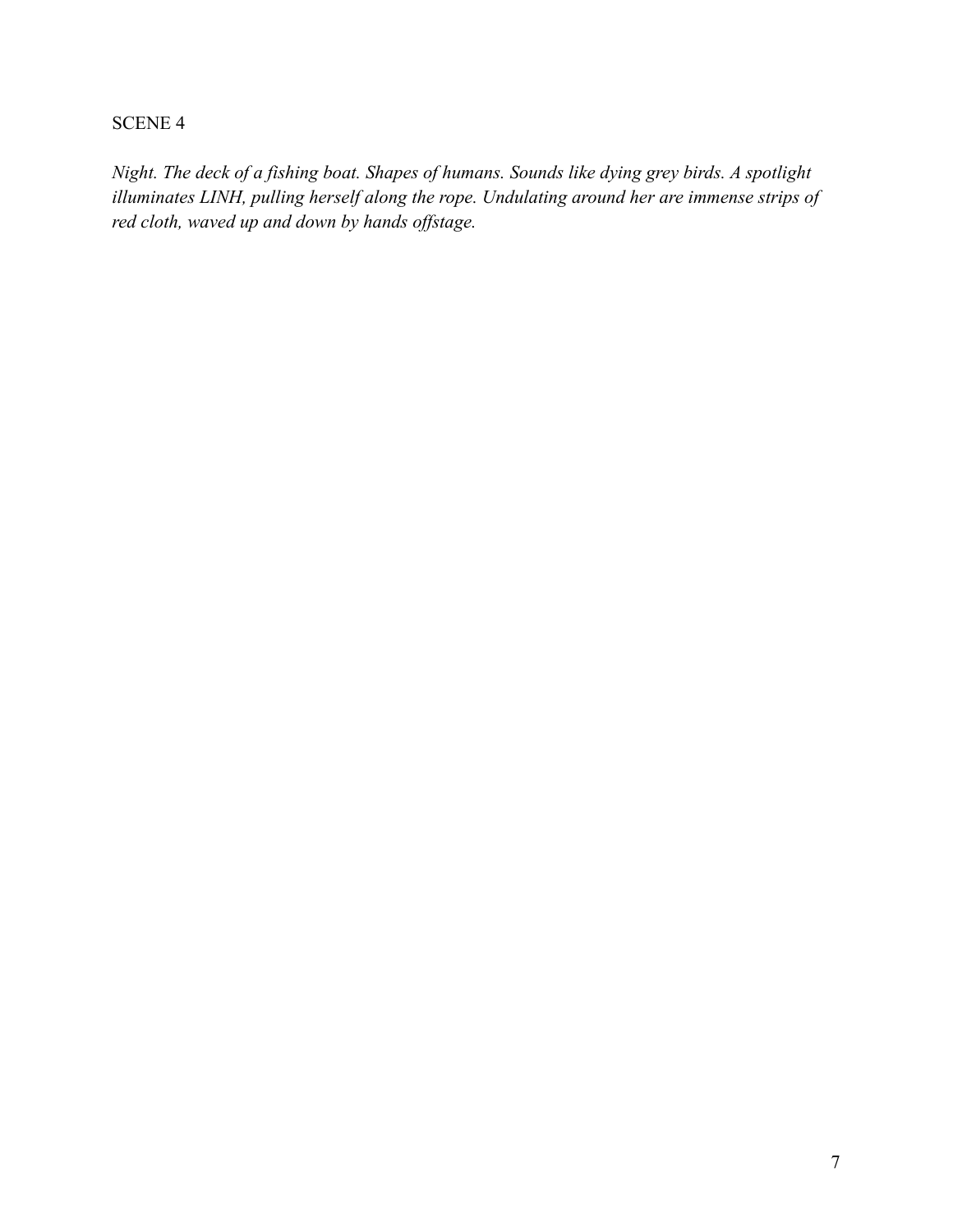SCENE 4

*Night. The deck of a fishing boat. Shapes of humans. Sounds like dying grey birds. A spotlight illuminates LINH, pulling herself along the rope. Undulating around her are immense strips of red cloth, waved up and down by hands offstage.*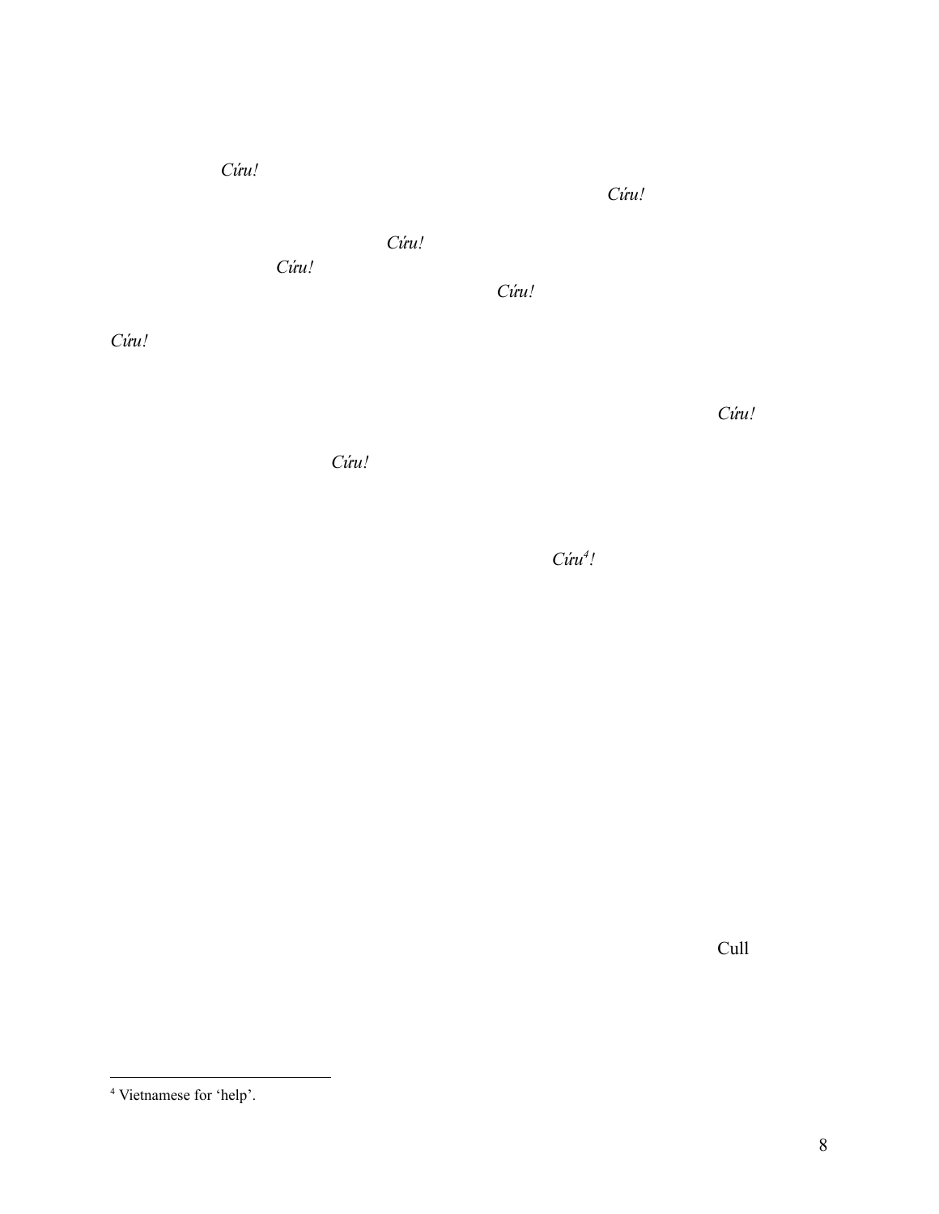*Cứu!*

*Cứu!*

*Cứu!*

*Cứu!*

*Cứu!*

*Cứu!*

*Cứu!*

*Cứu!*

*Cứu*[4]*!*

Cull

[4] Vietnamese for 'help'.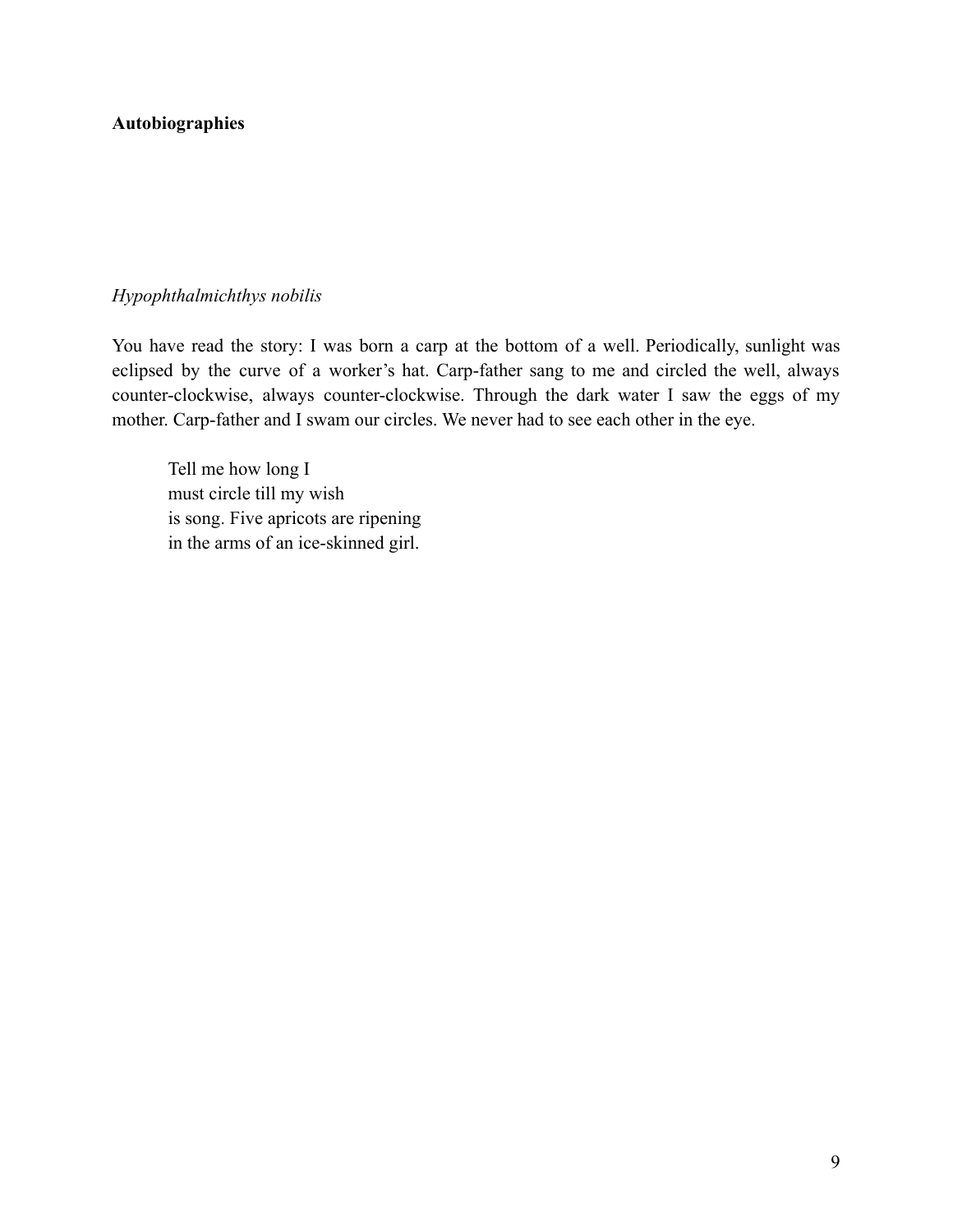**Autobiographies**

*Hypophthalmichthys nobilis*

You have read the story: I was born a carp at the bottom of a well. Periodically, sunlight was eclipsed by the curve of a worker's hat. Carp-father sang to me and circled the well, always counter-clockwise, always counter-clockwise. Through the dark water I saw the eggs of my mother. Carp-father and I swam our circles. We never had to see each other in the eye.

> Tell me how long I  
> must circle till my wish  
> is song. Five apricots are ripening  
> in the arms of an ice-skinned girl.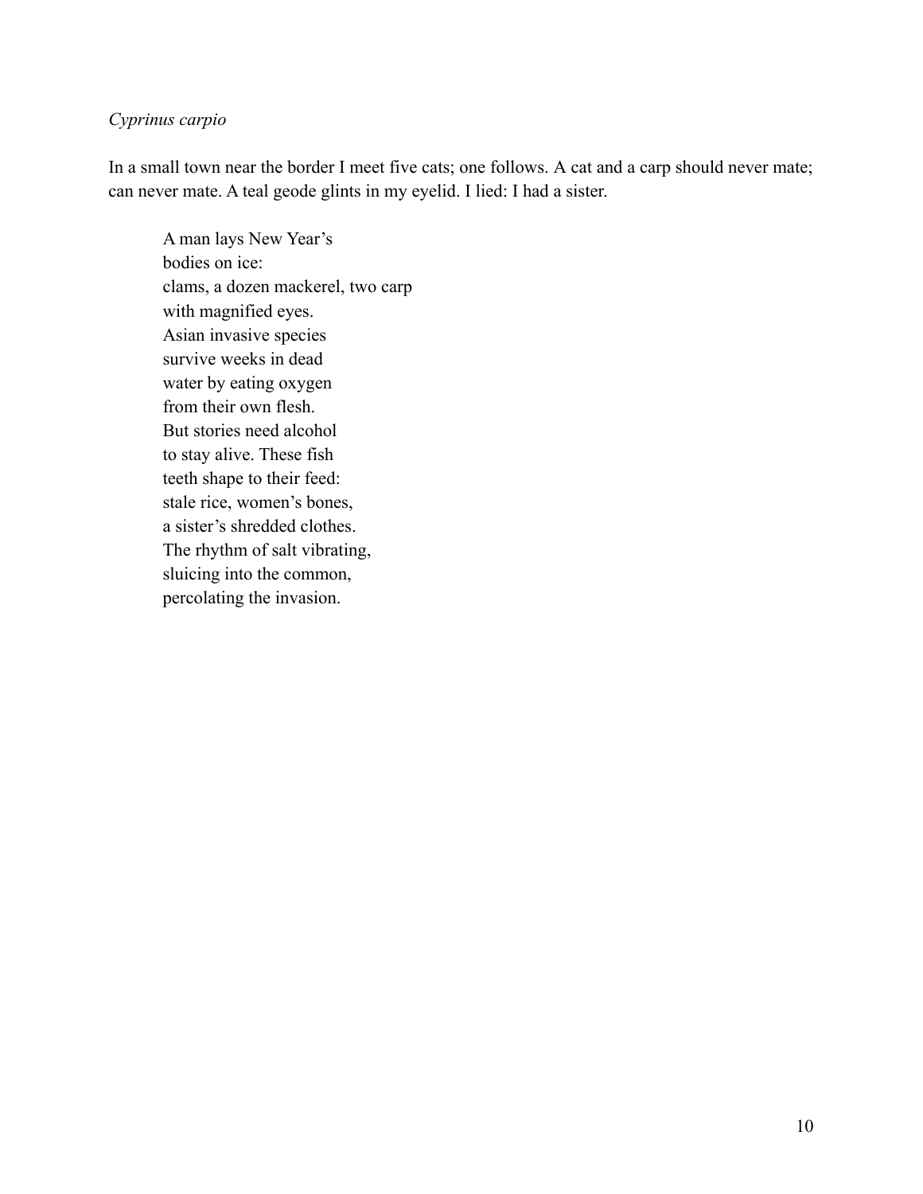*Cyprinus carpio*

In a small town near the border I meet five cats; one follows. A cat and a carp should never mate; can never mate. A teal geode glints in my eyelid. I lied: I had a sister.

> A man lays New Year's  
> bodies on ice:  
> clams, a dozen mackerel, two carp  
> with magnified eyes.  
> Asian invasive species  
> survive weeks in dead  
> water by eating oxygen  
> from their own flesh.  
> But stories need alcohol  
> to stay alive. These fish  
> teeth shape to their feed:  
> stale rice, women's bones,  
> a sister's shredded clothes.  
> The rhythm of salt vibrating,  
> sluicing into the common,  
> percolating the invasion.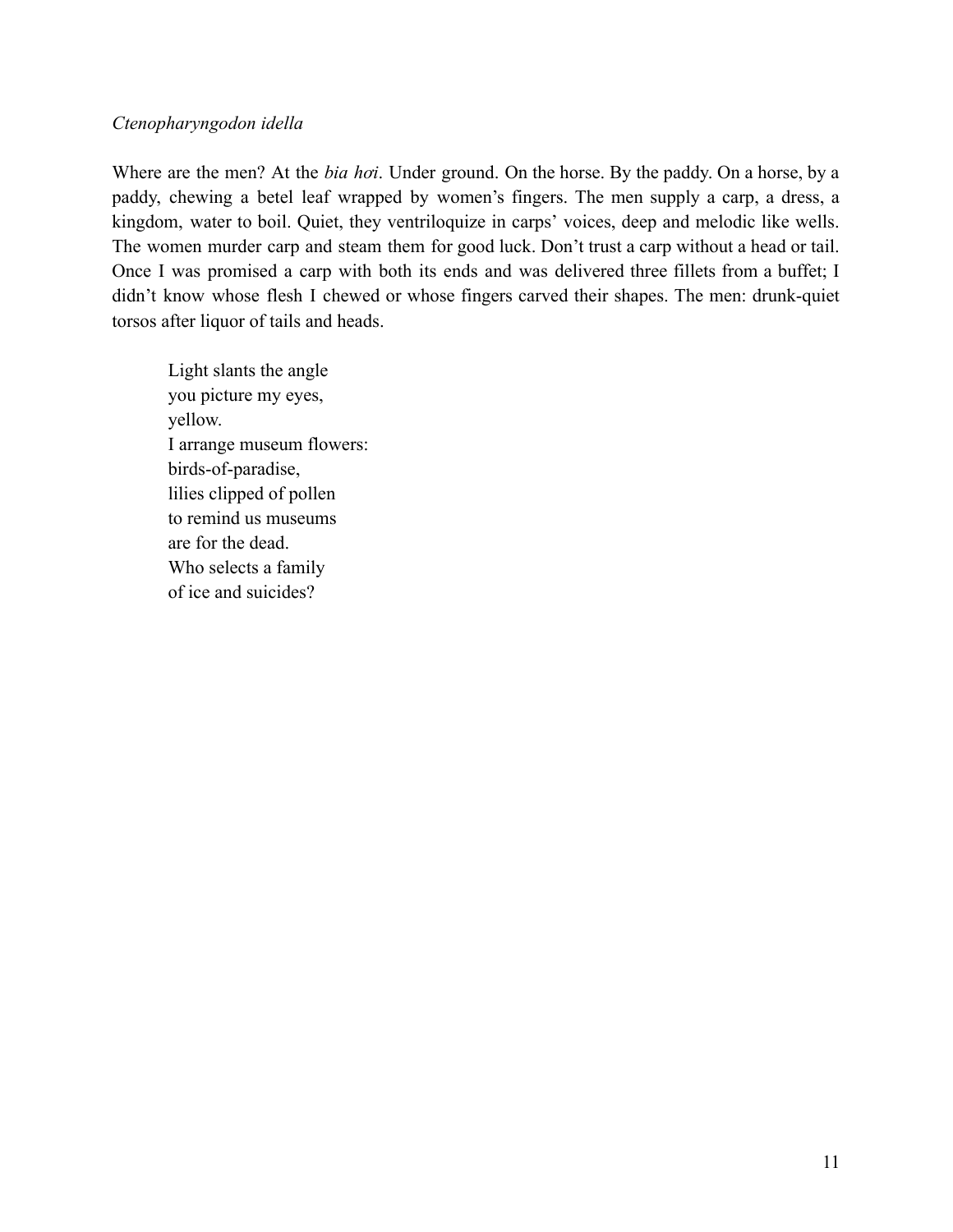*Ctenopharyngodon idella*

Where are the men? At the *bia hơi*. Under ground. On the horse. By the paddy. On a horse, by a paddy, chewing a betel leaf wrapped by women's fingers. The men supply a carp, a dress, a kingdom, water to boil. Quiet, they ventriloquize in carps' voices, deep and melodic like wells. The women murder carp and steam them for good luck. Don't trust a carp without a head or tail. Once I was promised a carp with both its ends and was delivered three fillets from a buffet; I didn't know whose flesh I chewed or whose fingers carved their shapes. The men: drunk-quiet torsos after liquor of tails and heads.

> Light slants the angle  
> you picture my eyes,  
> yellow.  
> I arrange museum flowers:  
> birds-of-paradise,  
> lilies clipped of pollen  
> to remind us museums  
> are for the dead.  
> Who selects a family  
> of ice and suicides?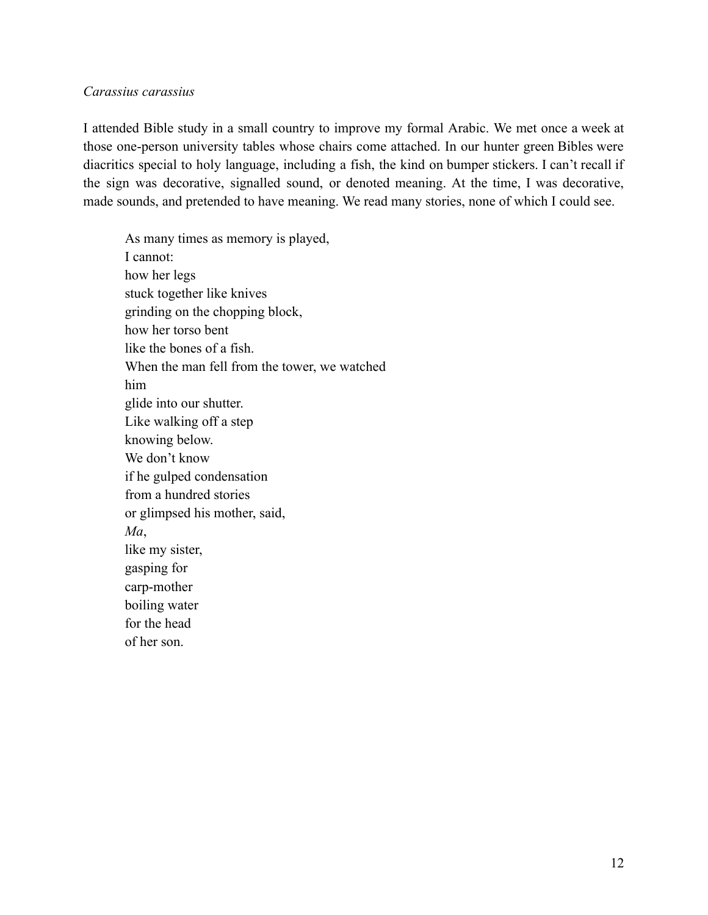*Carassius carassius*

I attended Bible study in a small country to improve my formal Arabic. We met once a week at those one-person university tables whose chairs come attached. In our hunter green Bibles were diacritics special to holy language, including a fish, the kind on bumper stickers. I can't recall if the sign was decorative, signalled sound, or denoted meaning. At the time, I was decorative, made sounds, and pretended to have meaning. We read many stories, none of which I could see.

> As many times as memory is played,  
> I cannot:  
> how her legs  
> stuck together like knives  
> grinding on the chopping block,  
> how her torso bent  
> like the bones of a fish.  
> When the man fell from the tower, we watched  
> him  
> glide into our shutter.  
> Like walking off a step  
> knowing below.  
> We don't know  
> if he gulped condensation  
> from a hundred stories  
> or glimpsed his mother, said,  
> *Ma*,  
> like my sister,  
> gasping for  
> carp-mother  
> boiling water  
> for the head  
> of her son.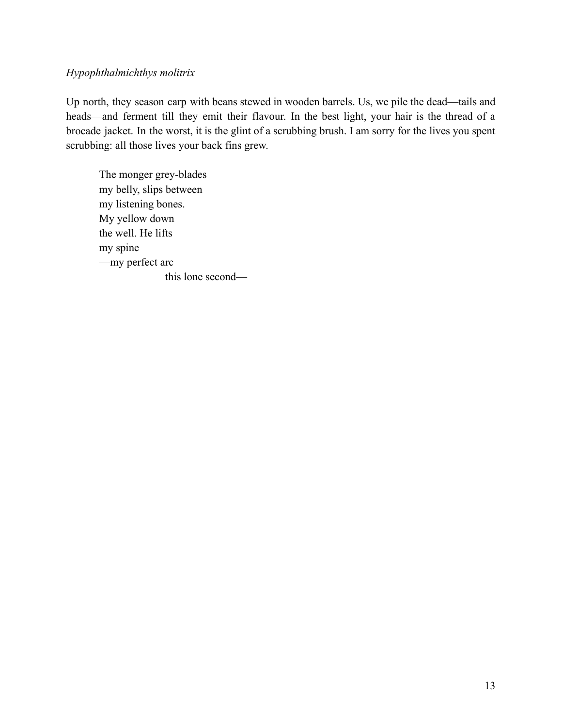*Hypophthalmichthys molitrix*

Up north, they season carp with beans stewed in wooden barrels. Us, we pile the dead—tails and heads—and ferment till they emit their flavour. In the best light, your hair is the thread of a brocade jacket. In the worst, it is the glint of a scrubbing brush. I am sorry for the lives you spent scrubbing: all those lives your back fins grew.

> The monger grey-blades  
> my belly, slips between  
> my listening bones.  
> My yellow down  
> the well. He lifts  
> my spine  
> —my perfect arc  
> &nbsp;&nbsp;&nbsp;&nbsp;&nbsp;&nbsp;&nbsp;&nbsp;&nbsp;&nbsp;&nbsp;&nbsp;&nbsp;&nbsp;&nbsp;&nbsp;this lone second—